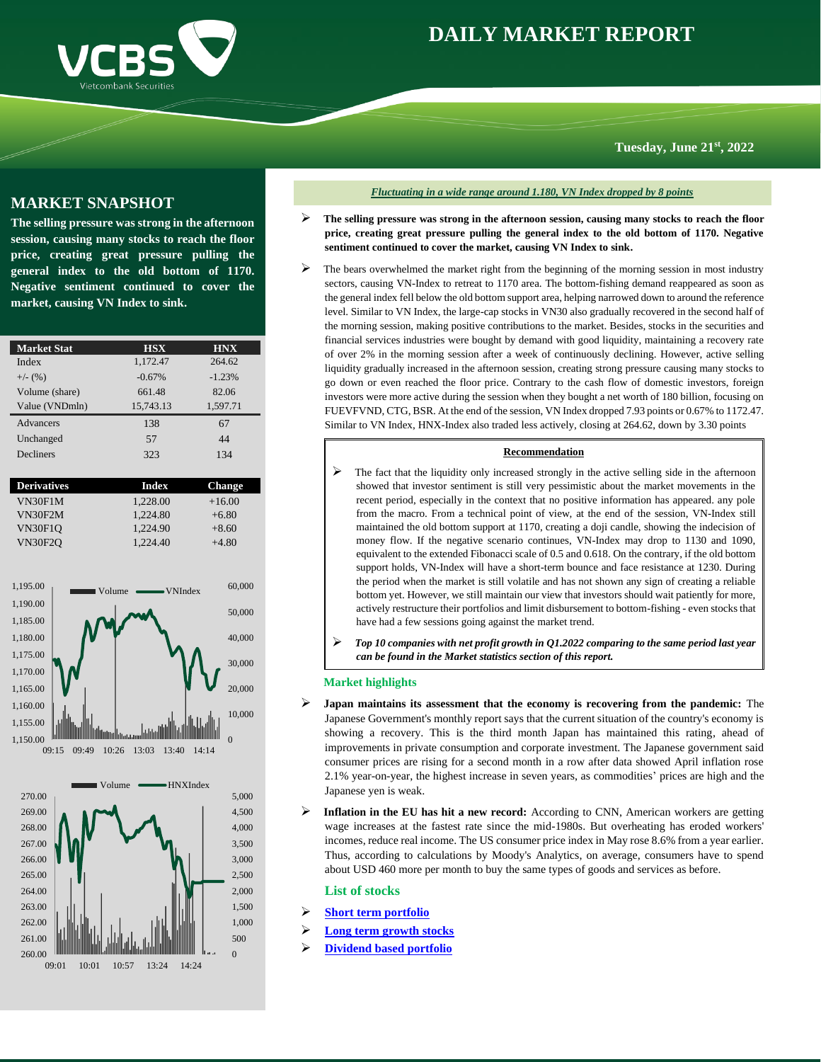# DAILY MARKET REPORT

**Tuesday, June 21st, 2022**

## MARKET SNAPSHOT

**The selling pressure was strong in the afternoon session, causing many stocks to reach the floor price, creating great pressure pulling the general index to the old bottom of 1170. Negative sentiment continued to cover the market, causing VN Index to sink.**

| Market Stat | HSX | HNX |
|---|---|---|
| Index | 1,172.47 | 264.62 |
| +/- (%) | -0.67% | -1.23% |
| Volume (share) | 661.48 | 82.06 |
| Value (VNDmln) | 15,743.13 | 1,597.71 |
| Advancers | 138 | 67 |
| Unchanged | 57 | 44 |
| Decliners | 323 | 134 |

| Derivatives | Index | Change |
|---|---|---|
| VN30F1M | 1,228.00 | +16.00 |
| VN30F2M | 1,224.80 | +6.80 |
| VN30F1Q | 1,224.90 | +8.60 |
| VN30F2Q | 1,224.40 | +4.80 |

***Fluctuating in a wide range around 1.180, VN Index dropped by 8 points***

- **The selling pressure was strong in the afternoon session, causing many stocks to reach the floor price, creating great pressure pulling the general index to the old bottom of 1170. Negative sentiment continued to cover the market, causing VN Index to sink.**
- The bears overwhelmed the market right from the beginning of the morning session in most industry sectors, causing VN-Index to retreat to 1170 area. The bottom-fishing demand reappeared as soon as the general index fell below the old bottom support area, helping narrowed down to around the reference level. Similar to VN Index, the large-cap stocks in VN30 also gradually recovered in the second half of the morning session, making positive contributions to the market. Besides, stocks in the securities and financial services industries were bought by demand with good liquidity, maintaining a recovery rate of over 2% in the morning session after a week of continuously declining. However, active selling liquidity gradually increased in the afternoon session, creating strong pressure causing many stocks to go down or even reached the floor price. Contrary to the cash flow of domestic investors, foreign investors were more active during the session when they bought a net worth of 180 billion, focusing on FUEVFVND, CTG, BSR. At the end of the session, VN Index dropped 7.93 points or 0.67% to 1172.47. Similar to VN Index, HNX-Index also traded less actively, closing at 264.62, down by 3.30 points

**Recommendation**

- The fact that the liquidity only increased strongly in the active selling side in the afternoon showed that investor sentiment is still very pessimistic about the market movements in the recent period, especially in the context that no positive information has appeared. any pole from the macro. From a technical point of view, at the end of the session, VN-Index still maintained the old bottom support at 1170, creating a doji candle, showing the indecision of money flow. If the negative scenario continues, VN-Index may drop to 1130 and 1090, equivalent to the extended Fibonacci scale of 0.5 and 0.618. On the contrary, if the old bottom support holds, VN-Index will have a short-term bounce and face resistance at 1230. During the period when the market is still volatile and has not shown any sign of creating a reliable bottom yet. However, we still maintain our view that investors should wait patiently for more, actively restructure their portfolios and limit disbursement to bottom-fishing - even stocks that have had a few sessions going against the market trend.
- ***Top 10 companies with net profit growth in Q1.2022 comparing to the same period last year can be found in the Market statistics section of this report.***

### Market highlights

- **Japan maintains its assessment that the economy is recovering from the pandemic:** The Japanese Government's monthly report says that the current situation of the country's economy is showing a recovery. This is the third month Japan has maintained this rating, ahead of improvements in private consumption and corporate investment. The Japanese government said consumer prices are rising for a second month in a row after data showed April inflation rose 2.1% year-on-year, the highest increase in seven years, as commodities' prices are high and the Japanese yen is weak.
- **Inflation in the EU has hit a new record:** According to CNN, American workers are getting wage increases at the fastest rate since the mid-1980s. But overheating has eroded workers' incomes, reduce real income. The US consumer price index in May rose 8.6% from a year earlier. Thus, according to calculations by Moody's Analytics, on average, consumers have to spend about USD 460 more per month to buy the same types of goods and services as before.

### List of stocks

- Short term portfolio
- Long term growth stocks
- Dividend based portfolio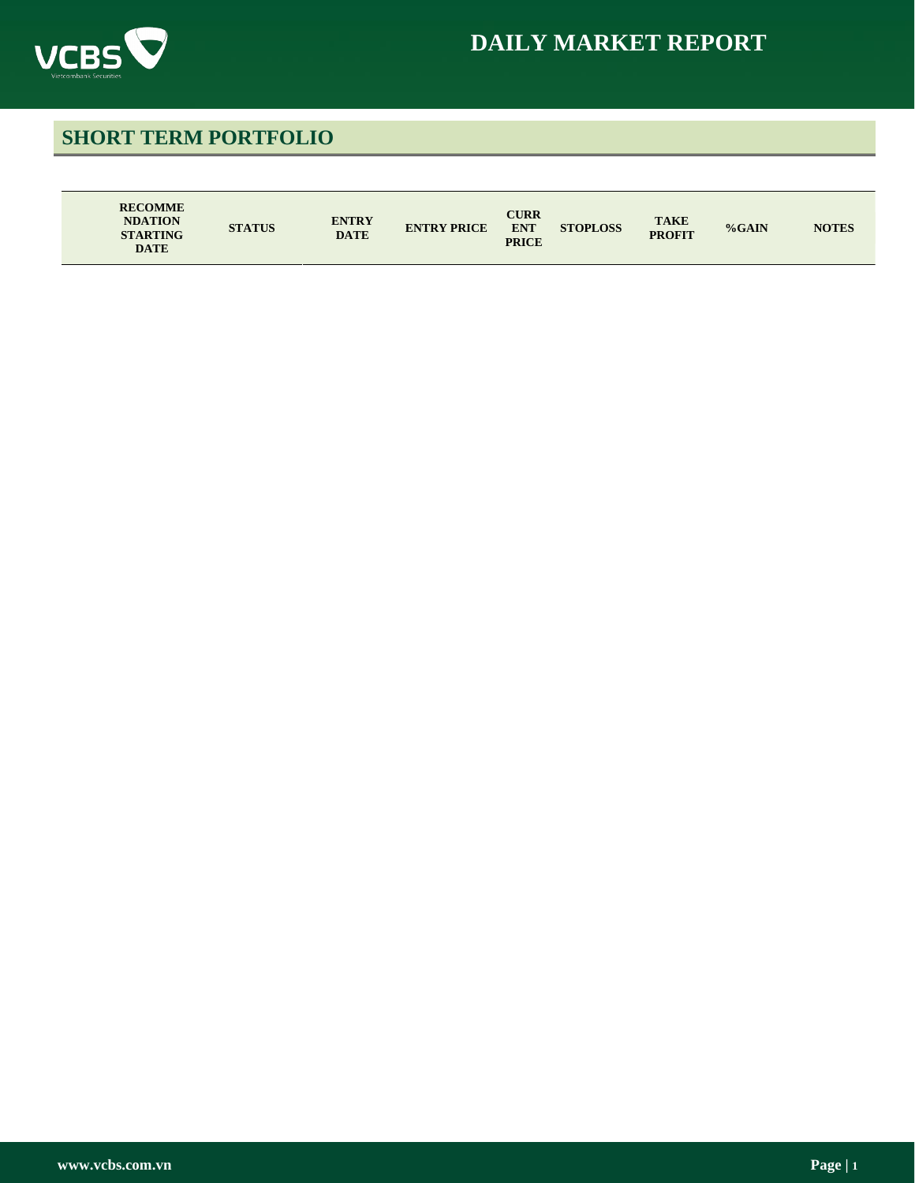## SHORT TERM PORTFOLIO

| RECOMMENDATION STARTING DATE | STATUS | ENTRY DATE | ENTRY PRICE | CURRENT PRICE | STOPLOSS | TAKE PROFIT | %GAIN | NOTES |
|---|---|---|---|---|---|---|---|---|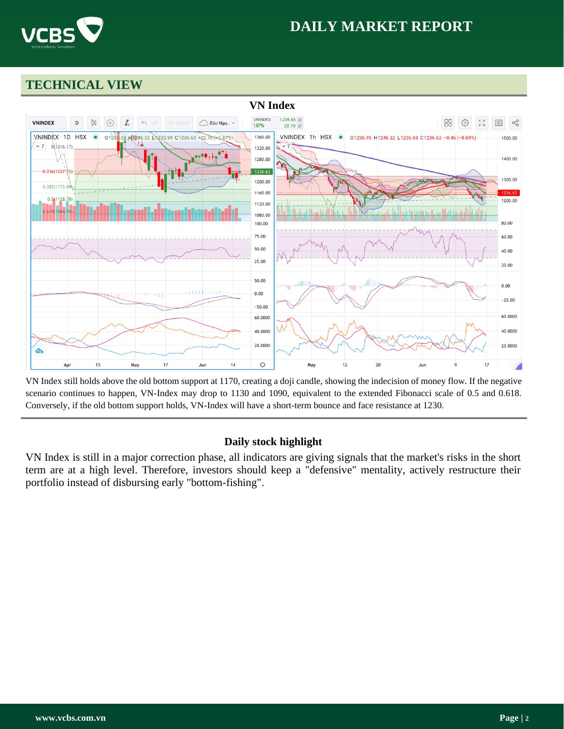## TECHNICAL VIEW

**VN Index**

VN Index still holds above the old bottom support at 1170, creating a doji candle, showing the indecision of money flow. If the negative scenario continues to happen, VN-Index may drop to 1130 and 1090, equivalent to the extended Fibonacci scale of 0.5 and 0.618. Conversely, if the old bottom support holds, VN-Index will have a short-term bounce and face resistance at 1230.

### Daily stock highlight

VN Index is still in a major correction phase, all indicators are giving signals that the market's risks in the short term are at a high level. Therefore, investors should keep a "defensive" mentality, actively restructure their portfolio instead of disbursing early "bottom-fishing".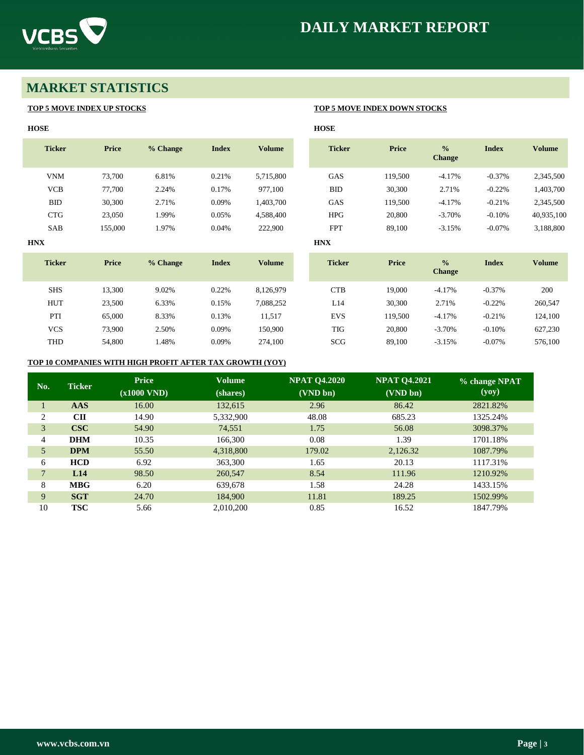# MARKET STATISTICS

**TOP 5 MOVE INDEX UP STOCKS**

**HOSE**

| Ticker | Price | % Change | Index | Volume |
|---|---|---|---|---|
| VNM | 73,700 | 6.81% | 0.21% | 5,715,800 |
| VCB | 77,700 | 2.24% | 0.17% | 977,100 |
| BID | 30,300 | 2.71% | 0.09% | 1,403,700 |
| CTG | 23,050 | 1.99% | 0.05% | 4,588,400 |
| SAB | 155,000 | 1.97% | 0.04% | 222,900 |

**HNX**

| Ticker | Price | % Change | Index | Volume |
|---|---|---|---|---|
| SHS | 13,300 | 9.02% | 0.22% | 8,126,979 |
| HUT | 23,500 | 6.33% | 0.15% | 7,088,252 |
| PTI | 65,000 | 8.33% | 0.13% | 11,517 |
| VCS | 73,900 | 2.50% | 0.09% | 150,900 |
| THD | 54,800 | 1.48% | 0.09% | 274,100 |

**TOP 5 MOVE INDEX DOWN STOCKS**

**HOSE**

| Ticker | Price | % Change | Index | Volume |
|---|---|---|---|---|
| GAS | 119,500 | -4.17% | -0.37% | 2,345,500 |
| BID | 30,300 | 2.71% | -0.22% | 1,403,700 |
| GAS | 119,500 | -4.17% | -0.21% | 2,345,500 |
| HPG | 20,800 | -3.70% | -0.10% | 40,935,100 |
| FPT | 89,100 | -3.15% | -0.07% | 3,188,800 |

**HNX**

| Ticker | Price | % Change | Index | Volume |
|---|---|---|---|---|
| CTB | 19,000 | -4.17% | -0.37% | 200 |
| L14 | 30,300 | 2.71% | -0.22% | 260,547 |
| EVS | 119,500 | -4.17% | -0.21% | 124,100 |
| TIG | 20,800 | -3.70% | -0.10% | 627,230 |
| SCG | 89,100 | -3.15% | -0.07% | 576,100 |

**TOP 10 COMPANIES WITH HIGH PROFIT AFTER TAX GROWTH (YOY)**

| No. | Ticker | Price (x1000 VND) | Volume (shares) | NPAT Q4.2020 (VND bn) | NPAT Q4.2021 (VND bn) | % change NPAT (yoy) |
|---|---|---|---|---|---|---|
| 1 | **AAS** | 16.00 | 132,615 | 2.96 | 86.42 | 2821.82% |
| 2 | **CII** | 14.90 | 5,332,900 | 48.08 | 685.23 | 1325.24% |
| 3 | **CSC** | 54.90 | 74,551 | 1.75 | 56.08 | 3098.37% |
| 4 | **DHM** | 10.35 | 166,300 | 0.08 | 1.39 | 1701.18% |
| 5 | **DPM** | 55.50 | 4,318,800 | 179.02 | 2,126.32 | 1087.79% |
| 6 | **HCD** | 6.92 | 363,300 | 1.65 | 20.13 | 1117.31% |
| 7 | **L14** | 98.50 | 260,547 | 8.54 | 111.96 | 1210.92% |
| 8 | **MBG** | 6.20 | 639,678 | 1.58 | 24.28 | 1433.15% |
| 9 | **SGT** | 24.70 | 184,900 | 11.81 | 189.25 | 1502.99% |
| 10 | **TSC** | 5.66 | 2,010,200 | 0.85 | 16.52 | 1847.79% |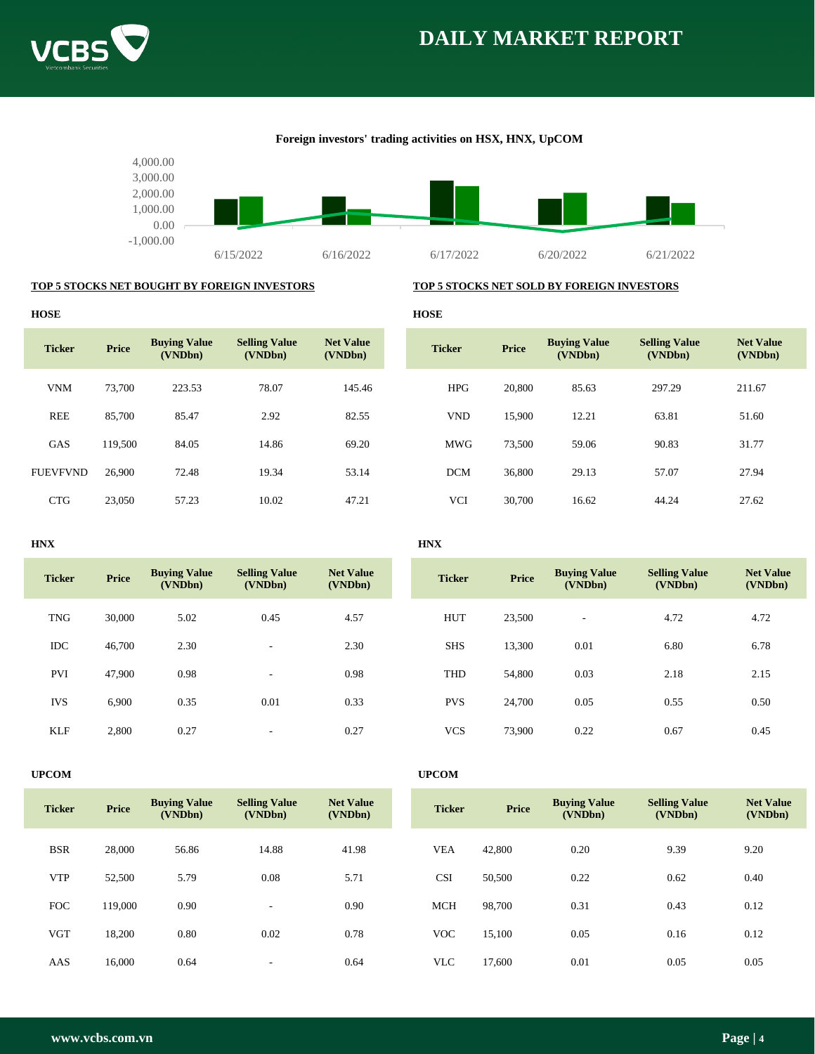# DAILY MARKET REPORT

**Foreign investors' trading activities on HSX, HNX, UpCOM**

## TOP 5 STOCKS NET BOUGHT BY FOREIGN INVESTORS

**HOSE**

| Ticker | Price | Buying Value (VNDbn) | Selling Value (VNDbn) | Net Value (VNDbn) |
|---|---|---|---|---|
| VNM | 73,700 | 223.53 | 78.07 | 145.46 |
| REE | 85,700 | 85.47 | 2.92 | 82.55 |
| GAS | 119,500 | 84.05 | 14.86 | 69.20 |
| FUEVFVND | 26,900 | 72.48 | 19.34 | 53.14 |
| CTG | 23,050 | 57.23 | 10.02 | 47.21 |

**HNX**

| Ticker | Price | Buying Value (VNDbn) | Selling Value (VNDbn) | Net Value (VNDbn) |
|---|---|---|---|---|
| TNG | 30,000 | 5.02 | 0.45 | 4.57 |
| IDC | 46,700 | 2.30 | - | 2.30 |
| PVI | 47,900 | 0.98 | - | 0.98 |
| IVS | 6,900 | 0.35 | 0.01 | 0.33 |
| KLF | 2,800 | 0.27 | - | 0.27 |

**UPCOM**

| Ticker | Price | Buying Value (VNDbn) | Selling Value (VNDbn) | Net Value (VNDbn) |
|---|---|---|---|---|
| BSR | 28,000 | 56.86 | 14.88 | 41.98 |
| VTP | 52,500 | 5.79 | 0.08 | 5.71 |
| FOC | 119,000 | 0.90 | - | 0.90 |
| VGT | 18,200 | 0.80 | 0.02 | 0.78 |
| AAS | 16,000 | 0.64 | - | 0.64 |

## TOP 5 STOCKS NET SOLD BY FOREIGN INVESTORS

**HOSE**

| Ticker | Price | Buying Value (VNDbn) | Selling Value (VNDbn) | Net Value (VNDbn) |
|---|---|---|---|---|
| HPG | 20,800 | 85.63 | 297.29 | 211.67 |
| VND | 15,900 | 12.21 | 63.81 | 51.60 |
| MWG | 73,500 | 59.06 | 90.83 | 31.77 |
| DCM | 36,800 | 29.13 | 57.07 | 27.94 |
| VCI | 30,700 | 16.62 | 44.24 | 27.62 |

**HNX**

| Ticker | Price | Buying Value (VNDbn) | Selling Value (VNDbn) | Net Value (VNDbn) |
|---|---|---|---|---|
| HUT | 23,500 | - | 4.72 | 4.72 |
| SHS | 13,300 | 0.01 | 6.80 | 6.78 |
| THD | 54,800 | 0.03 | 2.18 | 2.15 |
| PVS | 24,700 | 0.05 | 0.55 | 0.50 |
| VCS | 73,900 | 0.22 | 0.67 | 0.45 |

**UPCOM**

| Ticker | Price | Buying Value (VNDbn) | Selling Value (VNDbn) | Net Value (VNDbn) |
|---|---|---|---|---|
| VEA | 42,800 | 0.20 | 9.39 | 9.20 |
| CSI | 50,500 | 0.22 | 0.62 | 0.40 |
| MCH | 98,700 | 0.31 | 0.43 | 0.12 |
| VOC | 15,100 | 0.05 | 0.16 | 0.12 |
| VLC | 17,600 | 0.01 | 0.05 | 0.05 |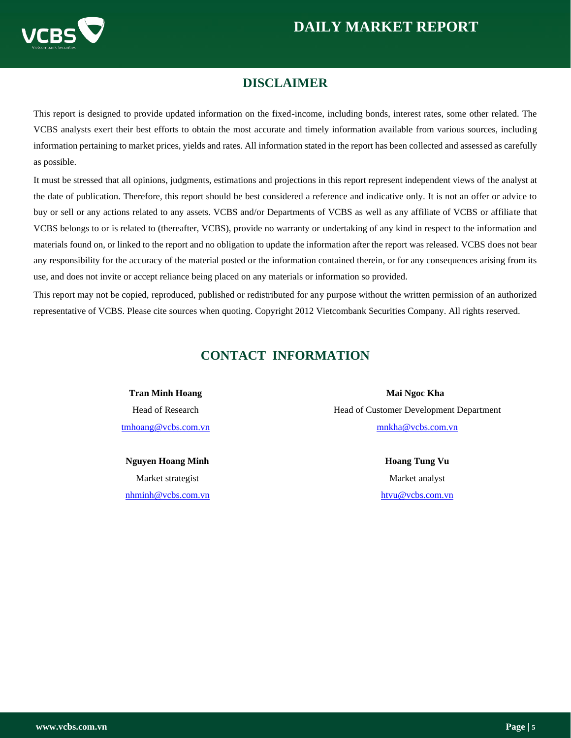## DISCLAIMER

This report is designed to provide updated information on the fixed-income, including bonds, interest rates, some other related. The VCBS analysts exert their best efforts to obtain the most accurate and timely information available from various sources, including information pertaining to market prices, yields and rates. All information stated in the report has been collected and assessed as carefully as possible.

It must be stressed that all opinions, judgments, estimations and projections in this report represent independent views of the analyst at the date of publication. Therefore, this report should be best considered a reference and indicative only. It is not an offer or advice to buy or sell or any actions related to any assets. VCBS and/or Departments of VCBS as well as any affiliate of VCBS or affiliate that VCBS belongs to or is related to (thereafter, VCBS), provide no warranty or undertaking of any kind in respect to the information and materials found on, or linked to the report and no obligation to update the information after the report was released. VCBS does not bear any responsibility for the accuracy of the material posted or the information contained therein, or for any consequences arising from its use, and does not invite or accept reliance being placed on any materials or information so provided.

This report may not be copied, reproduced, published or redistributed for any purpose without the written permission of an authorized representative of VCBS. Please cite sources when quoting. Copyright 2012 Vietcombank Securities Company. All rights reserved.

## CONTACT INFORMATION

**Tran Minh Hoang**
Head of Research
tmhoang@vcbs.com.vn

**Mai Ngoc Kha**
Head of Customer Development Department
mnkha@vcbs.com.vn

**Nguyen Hoang Minh**
Market strategist
nhminh@vcbs.com.vn

**Hoang Tung Vu**
Market analyst
htvu@vcbs.com.vn